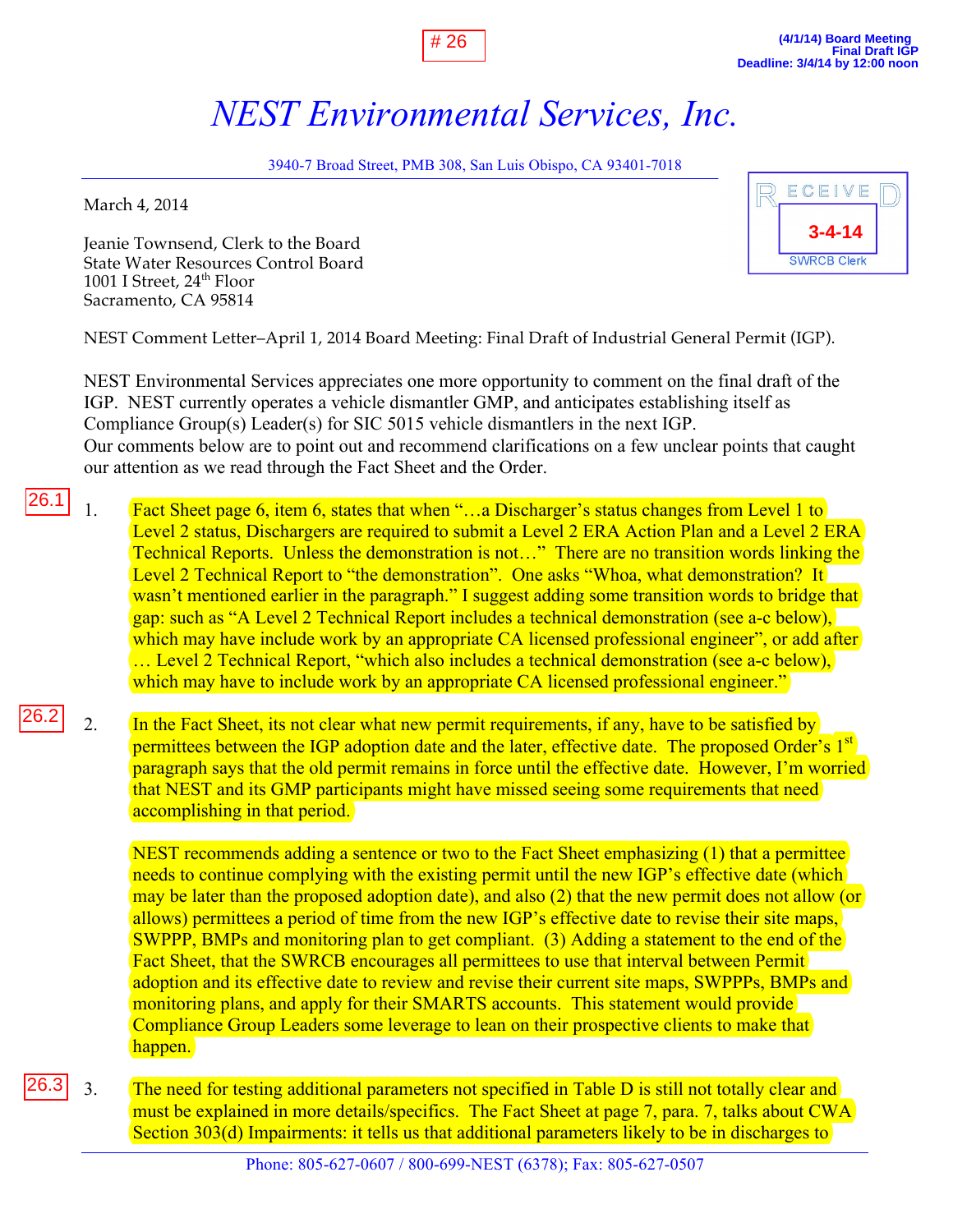# 26

(4/1/14) Board Meeting
Final Draft IGP
Deadline: 3/4/14 by 12:00 noon

# *NEST Environmental Services, Inc.*

3940-7 Broad Street, PMB 308, San Luis Obispo, CA 93401-7018

RECEIVED
3-4-14
SWRCB Clerk

March 4, 2014

Jeanie Townsend, Clerk to the Board
State Water Resources Control Board
1001 I Street, 24th Floor
Sacramento, CA 95814

NEST Comment Letter–April 1, 2014 Board Meeting: Final Draft of Industrial General Permit (IGP).

NEST Environmental Services appreciates one more opportunity to comment on the final draft of the IGP. NEST currently operates a vehicle dismantler GMP, and anticipates establishing itself as Compliance Group(s) Leader(s) for SIC 5015 vehicle dismantlers in the next IGP.
Our comments below are to point out and recommend clarifications on a few unclear points that caught our attention as we read through the Fact Sheet and the Order.

26.1

1. Fact Sheet page 6, item 6, states that when "…a Discharger's status changes from Level 1 to Level 2 status, Dischargers are required to submit a Level 2 ERA Action Plan and a Level 2 ERA Technical Reports. Unless the demonstration is not…" There are no transition words linking the Level 2 Technical Report to "the demonstration". One asks "Whoa, what demonstration? It wasn't mentioned earlier in the paragraph." I suggest adding some transition words to bridge that gap: such as "A Level 2 Technical Report includes a technical demonstration (see a-c below), which may have include work by an appropriate CA licensed professional engineer", or add after … Level 2 Technical Report, "which also includes a technical demonstration (see a-c below), which may have to include work by an appropriate CA licensed professional engineer."

26.2

2. In the Fact Sheet, its not clear what new permit requirements, if any, have to be satisfied by permittees between the IGP adoption date and the later, effective date. The proposed Order's 1st paragraph says that the old permit remains in force until the effective date. However, I'm worried that NEST and its GMP participants might have missed seeing some requirements that need accomplishing in that period.

   NEST recommends adding a sentence or two to the Fact Sheet emphasizing (1) that a permittee needs to continue complying with the existing permit until the new IGP's effective date (which may be later than the proposed adoption date), and also (2) that the new permit does not allow (or allows) permittees a period of time from the new IGP's effective date to revise their site maps, SWPPP, BMPs and monitoring plan to get compliant. (3) Adding a statement to the end of the Fact Sheet, that the SWRCB encourages all permittees to use that interval between Permit adoption and its effective date to review and revise their current site maps, SWPPPs, BMPs and monitoring plans, and apply for their SMARTS accounts. This statement would provide Compliance Group Leaders some leverage to lean on their prospective clients to make that happen.

26.3

3. The need for testing additional parameters not specified in Table D is still not totally clear and must be explained in more details/specifics. The Fact Sheet at page 7, para. 7, talks about CWA Section 303(d) Impairments: it tells us that additional parameters likely to be in discharges to

Phone: 805-627-0607 / 800-699-NEST (6378); Fax: 805-627-0507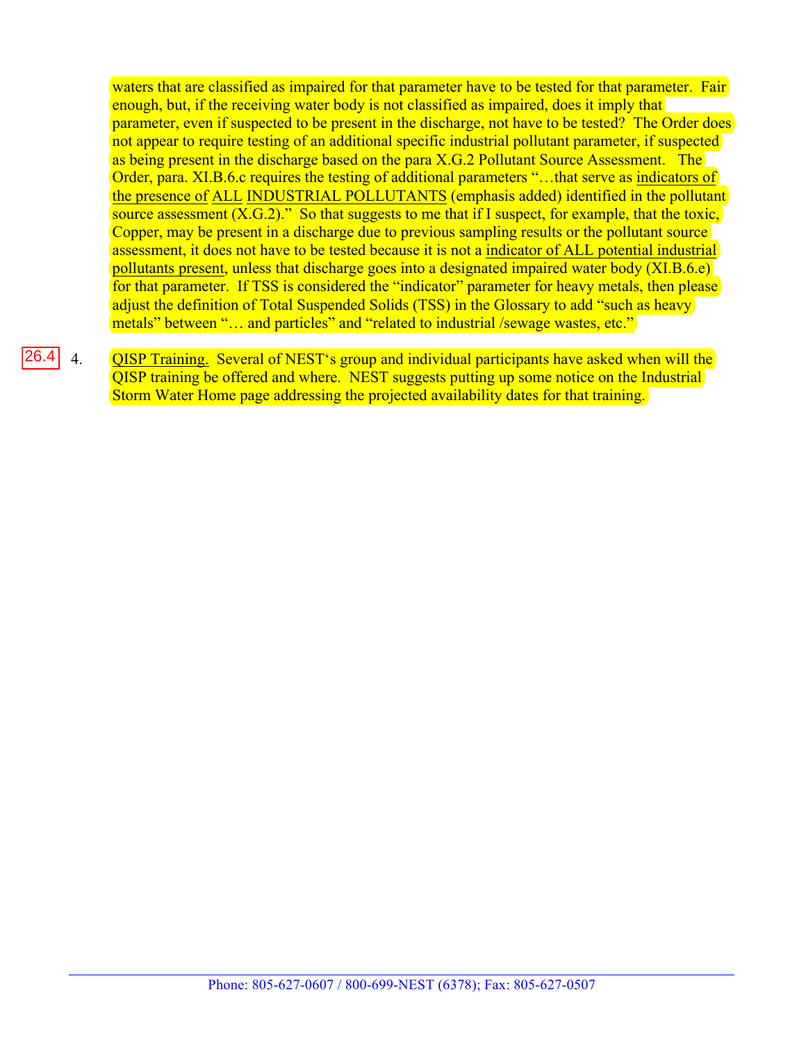waters that are classified as impaired for that parameter have to be tested for that parameter. Fair enough, but, if the receiving water body is not classified as impaired, does it imply that parameter, even if suspected to be present in the discharge, not have to be tested? The Order does not appear to require testing of an additional specific industrial pollutant parameter, if suspected as being present in the discharge based on the para X.G.2 Pollutant Source Assessment. The Order, para. XI.B.6.c requires the testing of additional parameters "…that serve as <u>indicators of the presence of</u> <u>ALL</u> <u>INDUSTRIAL POLLUTANTS</u> (emphasis added) identified in the pollutant source assessment (X.G.2)." So that suggests to me that if I suspect, for example, that the toxic, Copper, may be present in a discharge due to previous sampling results or the pollutant source assessment, it does not have to be tested because it is not a <u>indicator of ALL potential industrial pollutants present</u>, unless that discharge goes into a designated impaired water body (XI.B.6.e) for that parameter. If TSS is considered the "indicator" parameter for heavy metals, then please adjust the definition of Total Suspended Solids (TSS) in the Glossary to add "such as heavy metals" between "… and particles" and "related to industrial /sewage wastes, etc."

26.4

4. <u>QISP Training.</u> Several of NEST's group and individual participants have asked when will the QISP training be offered and where. NEST suggests putting up some notice on the Industrial Storm Water Home page addressing the projected availability dates for that training.